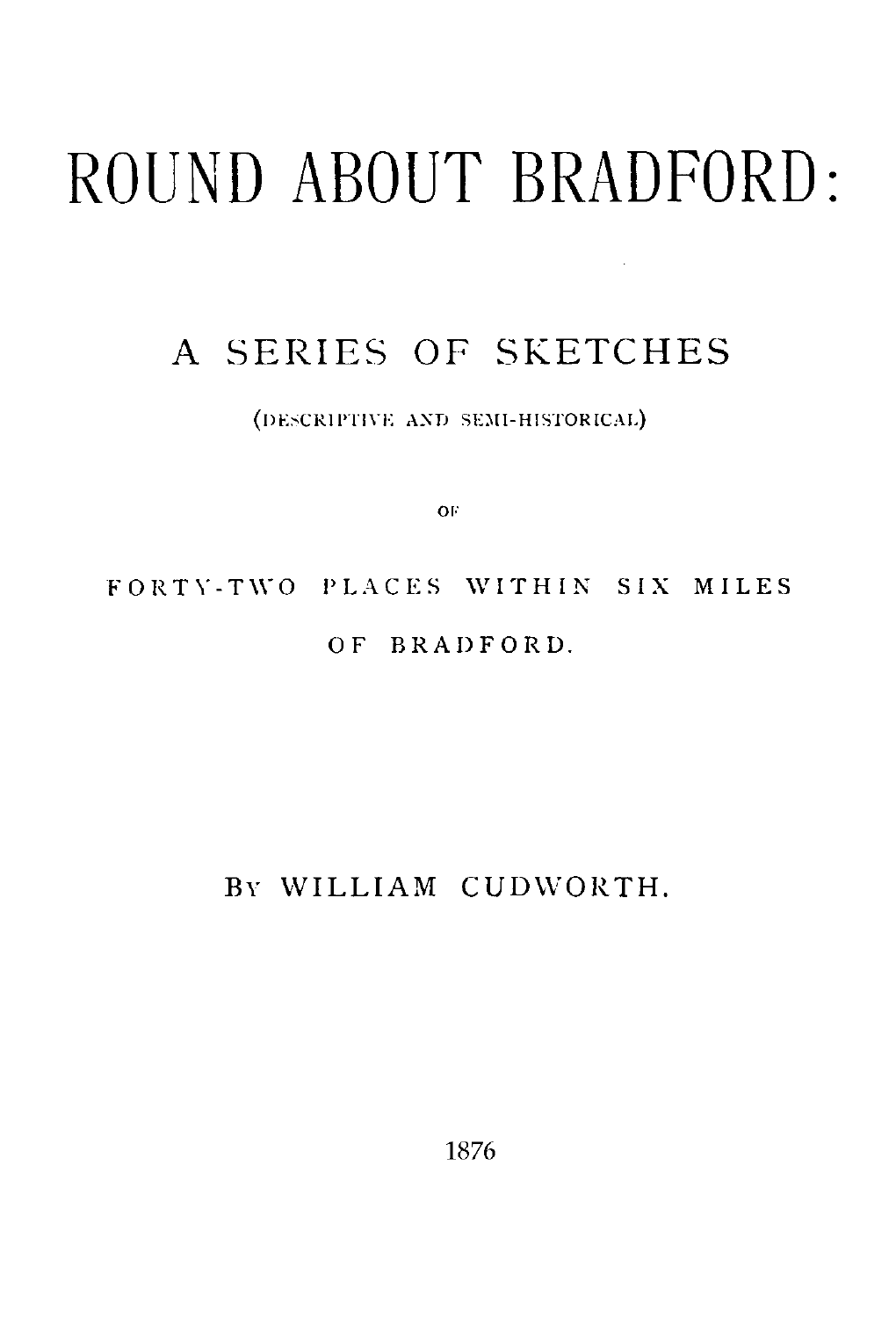# ROUND ABOUT BRADFORD:

## A SERIES OF SKETCHES

(DESCRIPTIVE AND SEMI-HISTORICAL)

OF

FORTY-TWO PLACES WITHIN SIX MILES

OF BRADFORD.

BY WILLIAM CUDWORTH.

1876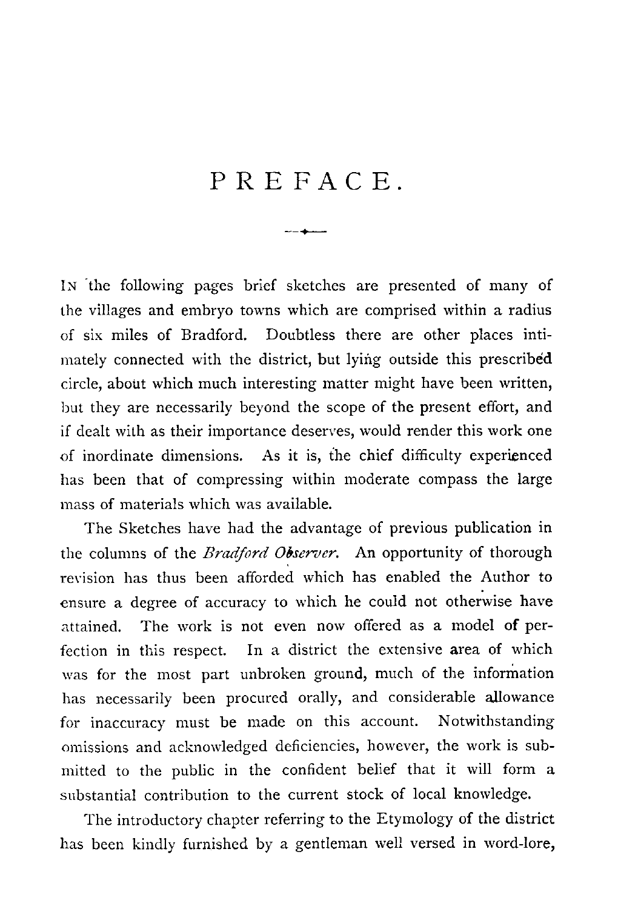# PREFACE.

In the following pages brief sketches are presented of many of the villages and embryo towns which are comprised within a radius of six miles of Bradford. Doubtless there are other places intimately connected with the district, but lying outside this prescribed circle, about which much interesting matter might have been written, but they are necessarily beyond the scope of the present effort, and if dealt with as their importance deserves, would render this work one of inordinate dimensions. As it is, the chief difficulty experienced has been that of compressing within moderate compass the large mass of materials which was available.

The Sketches have had the advantage of previous publication in the columns of the *Bradford Observer*. An opportunity of thorough revision has thus been afforded which has enabled the Author to ensure a degree of accuracy to which he could not otherwise have attained. The work is not even now offered as a model of perfection in this respect. In a district the extensive area of which was for the most part unbroken ground, much of the information has necessarily been procured orally, and considerable allowance for inaccuracy must be made on this account. Notwithstanding omissions and acknowledged deficiencies, however, the work is submitted to the public in the confident belief that it will form a substantial contribution to the current stock of local knowledge.

The introductory chapter referring to the Etymology of the district has been kindly furnished by a gentleman well versed in word-lore,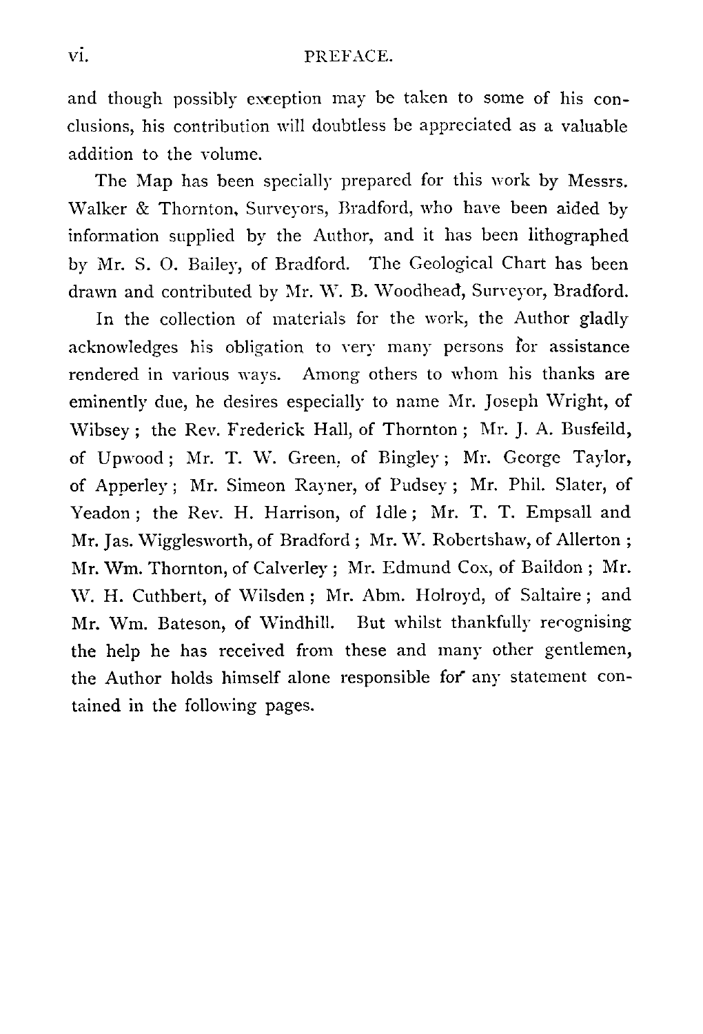and though possibly exception may be taken to some of his conclusions, his contribution will doubtless be appreciated as a valuable addition to the volume.

The Map has been specially prepared for this work by Messrs. Walker & Thornton, Surveyors, Bradford, who have been aided by information supplied by the Author, and it has been lithographed by Mr. S. O. Bailey, of Bradford. The Geological Chart has been drawn and contributed by Mr. W. B. Woodhead, Surveyor, Bradford.

In the collection of materials for the work, the Author gladly acknowledges his obligation to very many persons for assistance rendered in various ways. Among others to whom his thanks are eminently due, he desires especially to name Mr. Joseph Wright, of Wibsey; the Rev. Frederick Hall, of Thornton; Mr. J. A. Busfeild, of Upwood; Mr. T. W. Green, of Bingley; Mr. George Taylor, of Apperley; Mr. Simeon Rayner, of Pudsey; Mr. Phil. Slater, of Yeadon; the Rev. H. Harrison, of Idle; Mr. T. T. Empsall and Mr. Jas. Wigglesworth, of Bradford; Mr. W. Robertshaw, of Allerton; Mr. Wm. Thornton, of Calverley; Mr. Edmund Cox, of Baildon; Mr. W. H. Cuthbert, of Wilsden; Mr. Abm. Holroyd, of Saltaire; and Mr. Wm. Bateson, of Windhill. But whilst thankfully recognising the help he has received from these and many other gentlemen, the Author holds himself alone responsible for any statement contained in the following pages.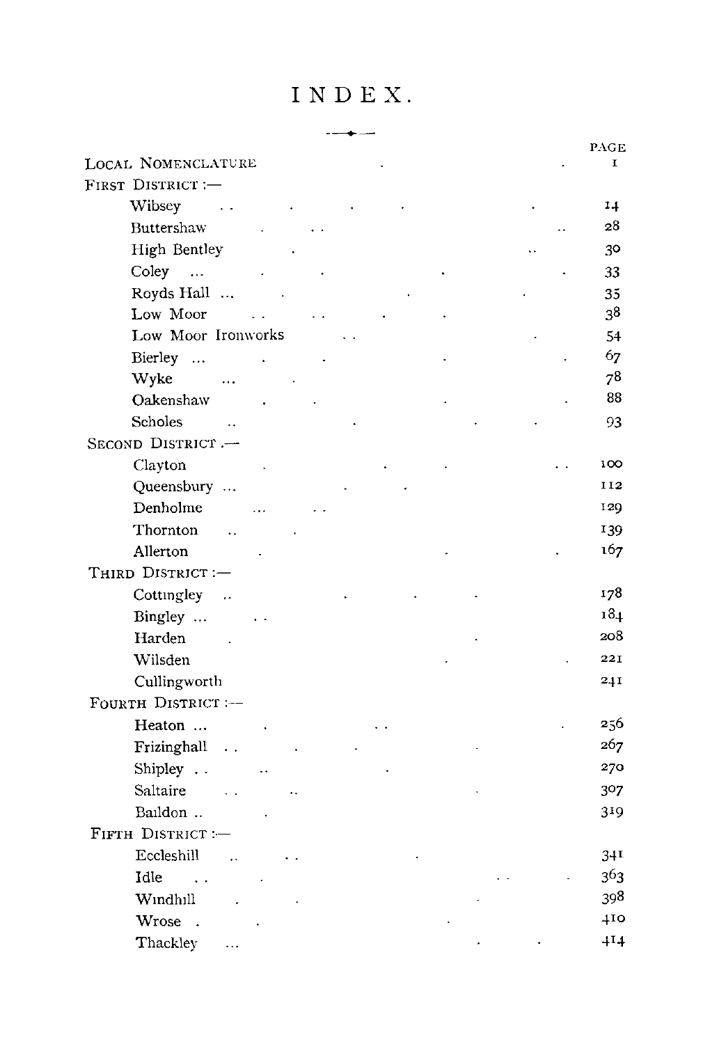# INDEX.

| | PAGE |
|---|---|
| LOCAL NOMENCLATURE | 1 |
| FIRST DISTRICT :— | |
| Wibsey | 14 |
| Buttershaw | 28 |
| High Bentley | 30 |
| Coley | 33 |
| Royds Hall | 35 |
| Low Moor | 38 |
| Low Moor Ironworks | 54 |
| Bierley | 67 |
| Wyke | 78 |
| Oakenshaw | 88 |
| Scholes | 93 |
| SECOND DISTRICT .— | |
| Clayton | 100 |
| Queensbury | 112 |
| Denholme | 129 |
| Thornton | 139 |
| Allerton | 167 |
| THIRD DISTRICT :— | |
| Cottingley | 178 |
| Bingley | 184 |
| Harden | 208 |
| Wilsden | 221 |
| Cullingworth | 241 |
| FOURTH DISTRICT :— | |
| Heaton | 256 |
| Frizinghall | 267 |
| Shipley | 270 |
| Saltaire | 307 |
| Baildon | 319 |
| FIFTH DISTRICT :— | |
| Eccleshill | 341 |
| Idle | 363 |
| Windhill | 398 |
| Wrose | 410 |
| Thackley | 414 |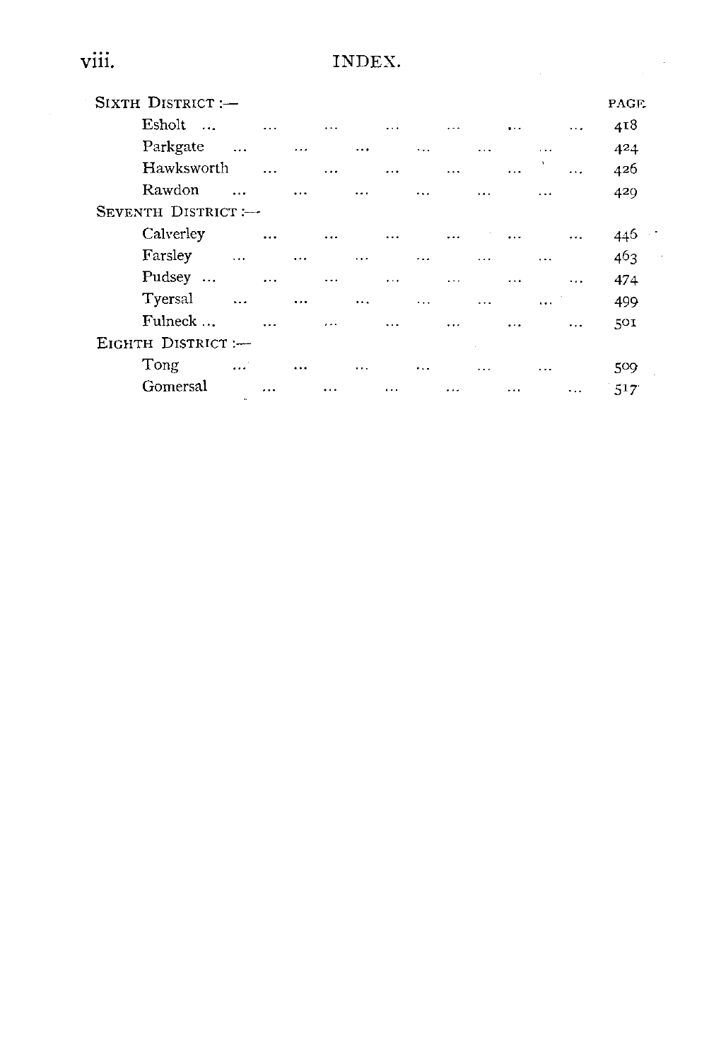# INDEX.

| | PAGE |
|---|---|
| **SIXTH DISTRICT :—** | |
| Esholt | 418 |
| Parkgate | 424 |
| Hawksworth | 426 |
| Rawdon | 429 |
| **SEVENTH DISTRICT :—** | |
| Calverley | 446 |
| Farsley | 463 |
| Pudsey | 474 |
| Tyersal | 499 |
| Fulneck | 501 |
| **EIGHTH DISTRICT :—** | |
| Tong | 509 |
| Gomersal | 517 |